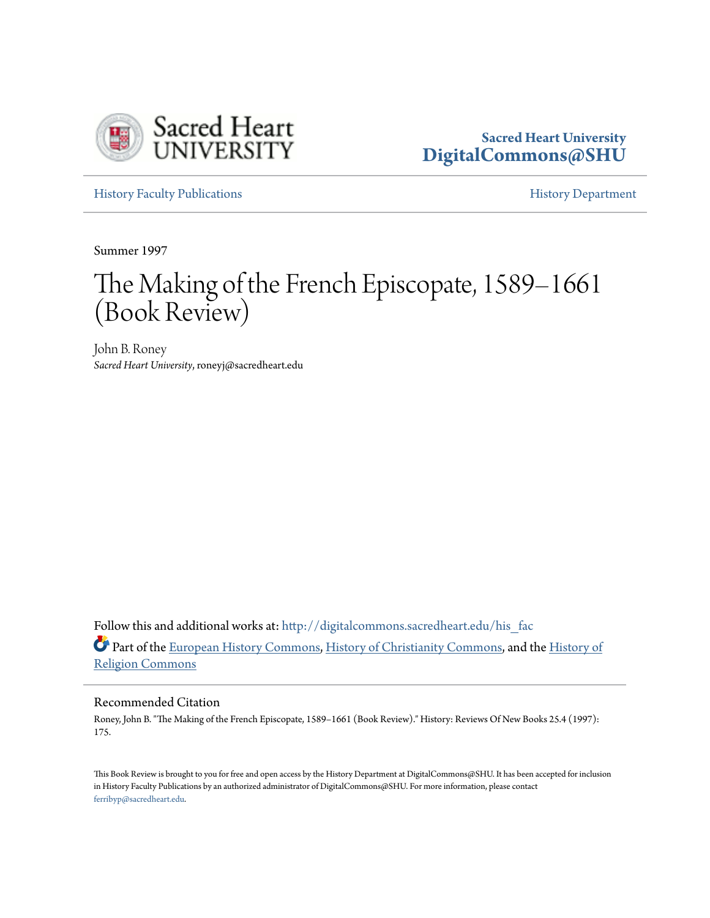Sacred Heart University

**Sacred Heart University**
**DigitalCommons@SHU**

History Faculty Publications | History Department

Summer 1997

# The Making of the French Episcopate, 1589–1661 (Book Review)

John B. Roney
*Sacred Heart University*, roneyj@sacredheart.edu

Follow this and additional works at: http://digitalcommons.sacredheart.edu/his_fac

Part of the European History Commons, History of Christianity Commons, and the History of Religion Commons

## Recommended Citation

Roney, John B. "The Making of the French Episcopate, 1589–1661 (Book Review)." History: Reviews Of New Books 25.4 (1997): 175.

This Book Review is brought to you for free and open access by the History Department at DigitalCommons@SHU. It has been accepted for inclusion in History Faculty Publications by an authorized administrator of DigitalCommons@SHU. For more information, please contact ferribyp@sacredheart.edu.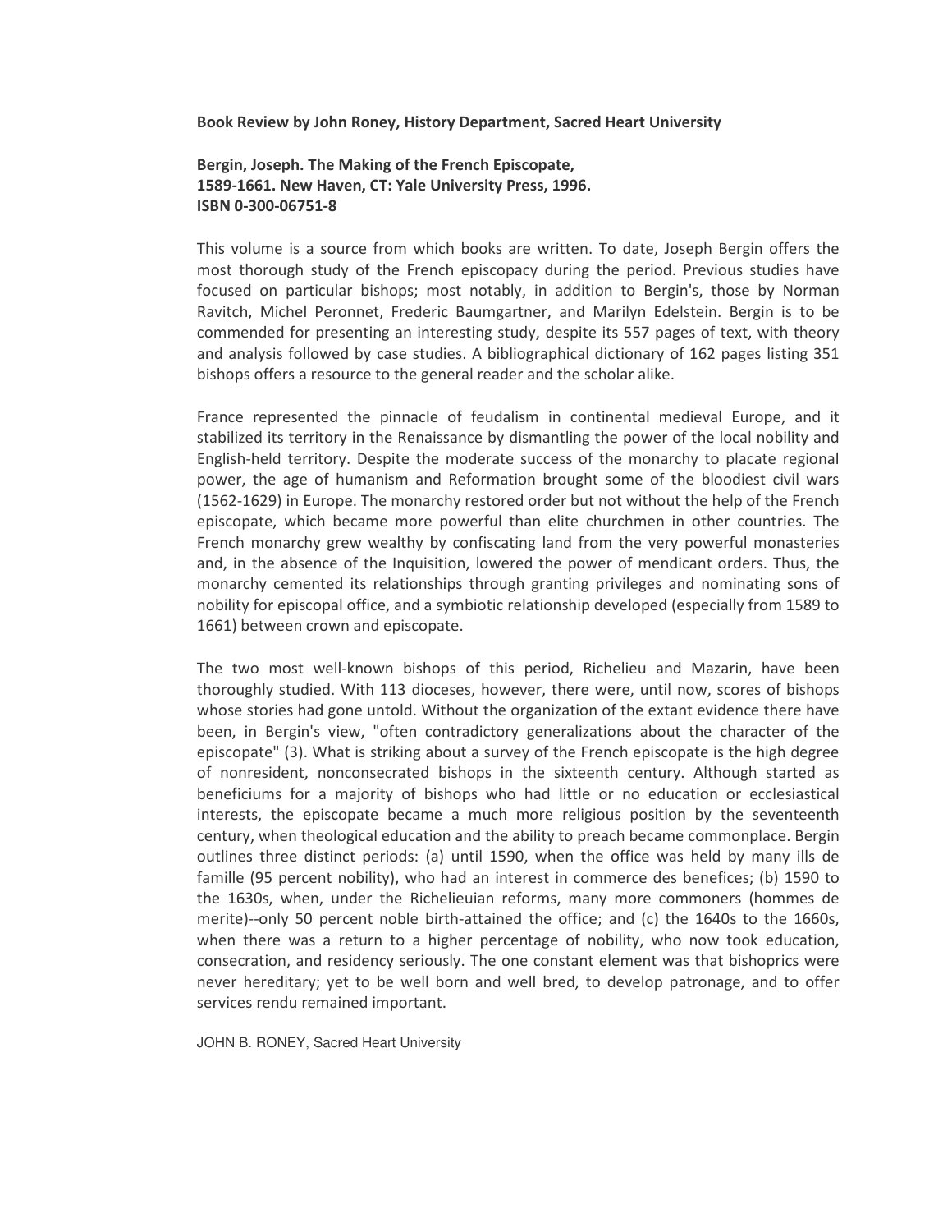**Book Review by John Roney, History Department, Sacred Heart University**

**Bergin, Joseph. The Making of the French Episcopate, 1589-1661. New Haven, CT: Yale University Press, 1996. ISBN 0-300-06751-8**

This volume is a source from which books are written. To date, Joseph Bergin offers the most thorough study of the French episcopacy during the period. Previous studies have focused on particular bishops; most notably, in addition to Bergin's, those by Norman Ravitch, Michel Peronnet, Frederic Baumgartner, and Marilyn Edelstein. Bergin is to be commended for presenting an interesting study, despite its 557 pages of text, with theory and analysis followed by case studies. A bibliographical dictionary of 162 pages listing 351 bishops offers a resource to the general reader and the scholar alike.

France represented the pinnacle of feudalism in continental medieval Europe, and it stabilized its territory in the Renaissance by dismantling the power of the local nobility and English-held territory. Despite the moderate success of the monarchy to placate regional power, the age of humanism and Reformation brought some of the bloodiest civil wars (1562-1629) in Europe. The monarchy restored order but not without the help of the French episcopate, which became more powerful than elite churchmen in other countries. The French monarchy grew wealthy by confiscating land from the very powerful monasteries and, in the absence of the Inquisition, lowered the power of mendicant orders. Thus, the monarchy cemented its relationships through granting privileges and nominating sons of nobility for episcopal office, and a symbiotic relationship developed (especially from 1589 to 1661) between crown and episcopate.

The two most well-known bishops of this period, Richelieu and Mazarin, have been thoroughly studied. With 113 dioceses, however, there were, until now, scores of bishops whose stories had gone untold. Without the organization of the extant evidence there have been, in Bergin's view, "often contradictory generalizations about the character of the episcopate" (3). What is striking about a survey of the French episcopate is the high degree of nonresident, nonconsecrated bishops in the sixteenth century. Although started as beneficiums for a majority of bishops who had little or no education or ecclesiastical interests, the episcopate became a much more religious position by the seventeenth century, when theological education and the ability to preach became commonplace. Bergin outlines three distinct periods: (a) until 1590, when the office was held by many ills de famille (95 percent nobility), who had an interest in commerce des benefices; (b) 1590 to the 1630s, when, under the Richelieuian reforms, many more commoners (hommes de merite)--only 50 percent noble birth-attained the office; and (c) the 1640s to the 1660s, when there was a return to a higher percentage of nobility, who now took education, consecration, and residency seriously. The one constant element was that bishoprics were never hereditary; yet to be well born and well bred, to develop patronage, and to offer services rendu remained important.

JOHN B. RONEY, Sacred Heart University